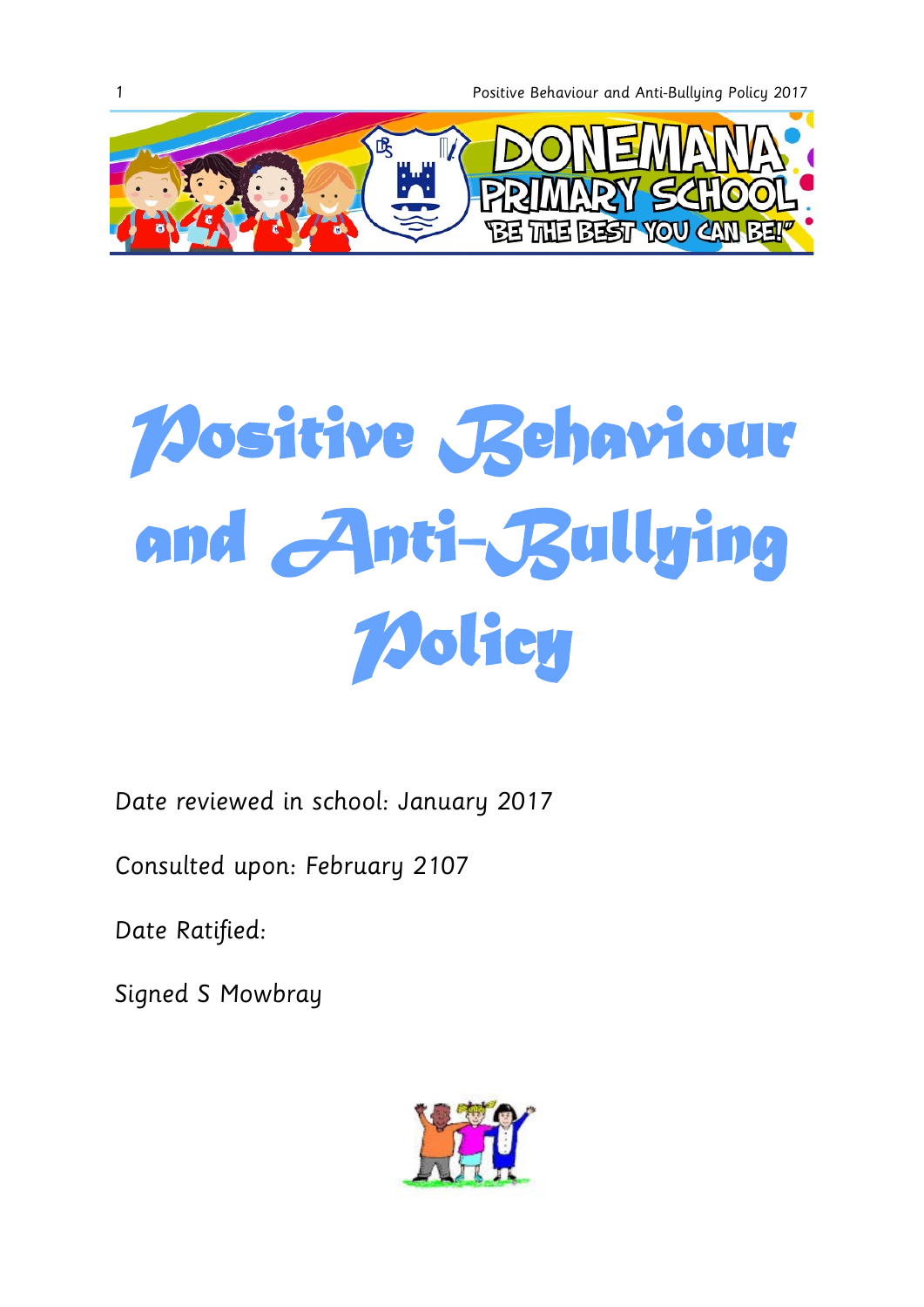DONEMANA PRIMARY SCHOOL

"BE THE BEST YOU CAN BE!"

# Positive Behaviour and Anti-Bullying Policy

Date reviewed in school: January 2017

Consulted upon: February 2107

Date Ratified:

Signed S Mowbray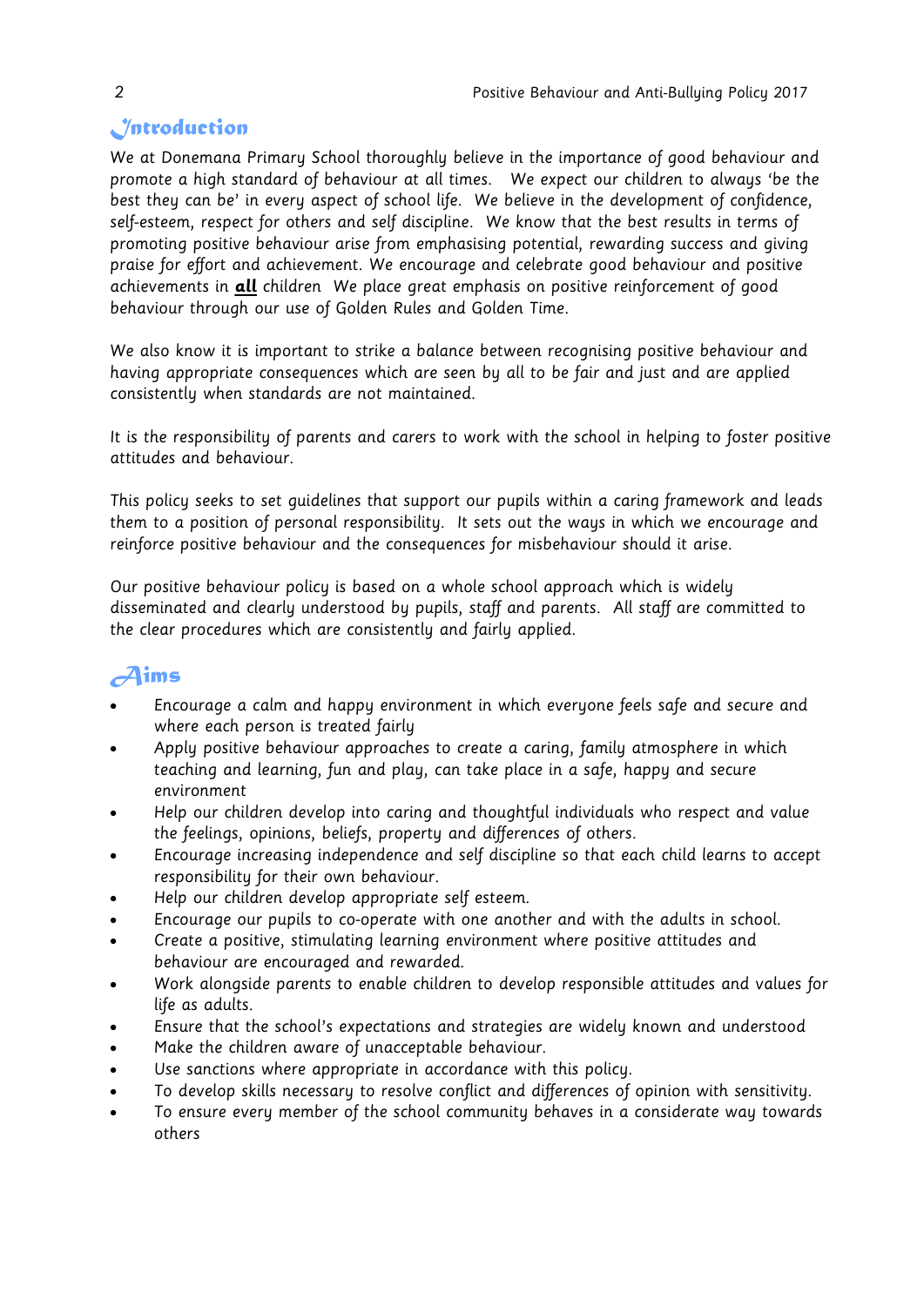## Introduction

We at Donemana Primary School thoroughly believe in the importance of good behaviour and promote a high standard of behaviour at all times. We expect our children to always 'be the best they can be' in every aspect of school life. We believe in the development of confidence, self-esteem, respect for others and self discipline. We know that the best results in terms of promoting positive behaviour arise from emphasising potential, rewarding success and giving praise for effort and achievement. We encourage and celebrate good behaviour and positive achievements in **all** children We place great emphasis on positive reinforcement of good behaviour through our use of Golden Rules and Golden Time.

We also know it is important to strike a balance between recognising positive behaviour and having appropriate consequences which are seen by all to be fair and just and are applied consistently when standards are not maintained.

It is the responsibility of parents and carers to work with the school in helping to foster positive attitudes and behaviour.

This policy seeks to set guidelines that support our pupils within a caring framework and leads them to a position of personal responsibility. It sets out the ways in which we encourage and reinforce positive behaviour and the consequences for misbehaviour should it arise.

Our positive behaviour policy is based on a whole school approach which is widely disseminated and clearly understood by pupils, staff and parents. All staff are committed to the clear procedures which are consistently and fairly applied.

## Aims

- Encourage a calm and happy environment in which everyone feels safe and secure and where each person is treated fairly
- Apply positive behaviour approaches to create a caring, family atmosphere in which teaching and learning, fun and play, can take place in a safe, happy and secure environment
- Help our children develop into caring and thoughtful individuals who respect and value the feelings, opinions, beliefs, property and differences of others.
- Encourage increasing independence and self discipline so that each child learns to accept responsibility for their own behaviour.
- Help our children develop appropriate self esteem.
- Encourage our pupils to co-operate with one another and with the adults in school.
- Create a positive, stimulating learning environment where positive attitudes and behaviour are encouraged and rewarded.
- Work alongside parents to enable children to develop responsible attitudes and values for life as adults.
- Ensure that the school's expectations and strategies are widely known and understood
- Make the children aware of unacceptable behaviour.
- Use sanctions where appropriate in accordance with this policy.
- To develop skills necessary to resolve conflict and differences of opinion with sensitivity.
- To ensure every member of the school community behaves in a considerate way towards others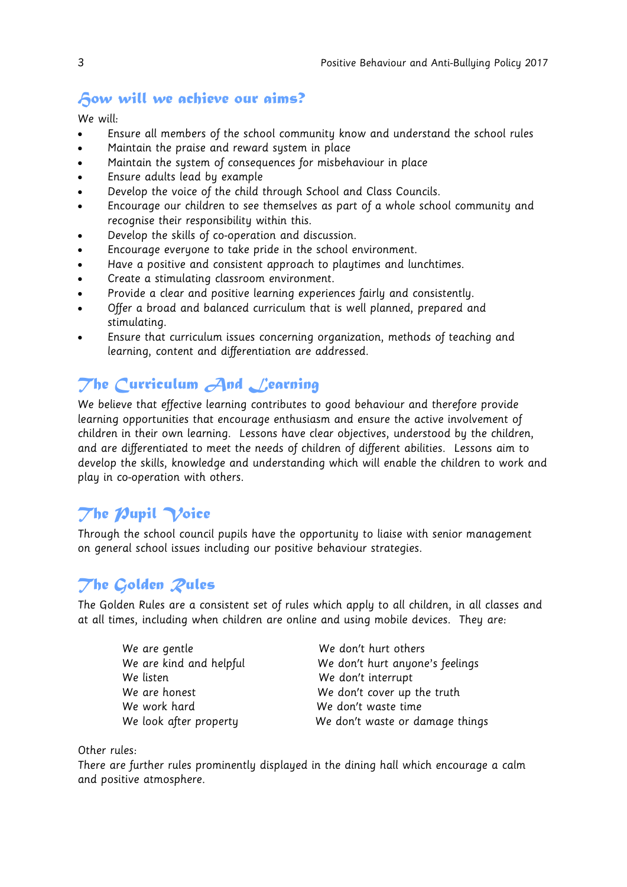## How will we achieve our aims?

We will:

- Ensure all members of the school community know and understand the school rules
- Maintain the praise and reward system in place
- Maintain the system of consequences for misbehaviour in place
- Ensure adults lead by example
- Develop the voice of the child through School and Class Councils.
- Encourage our children to see themselves as part of a whole school community and recognise their responsibility within this.
- Develop the skills of co-operation and discussion.
- Encourage everyone to take pride in the school environment.
- Have a positive and consistent approach to playtimes and lunchtimes.
- Create a stimulating classroom environment.
- Provide a clear and positive learning experiences fairly and consistently.
- Offer a broad and balanced curriculum that is well planned, prepared and stimulating.
- Ensure that curriculum issues concerning organization, methods of teaching and learning, content and differentiation are addressed.

## The Curriculum And Learning

We believe that effective learning contributes to good behaviour and therefore provide learning opportunities that encourage enthusiasm and ensure the active involvement of children in their own learning. Lessons have clear objectives, understood by the children, and are differentiated to meet the needs of children of different abilities. Lessons aim to develop the skills, knowledge and understanding which will enable the children to work and play in co-operation with others.

## The Pupil Voice

Through the school council pupils have the opportunity to liaise with senior management on general school issues including our positive behaviour strategies.

## The Golden Rules

The Golden Rules are a consistent set of rules which apply to all children, in all classes and at all times, including when children are online and using mobile devices. They are:

| | |
|---|---|
| We are gentle | We don't hurt others |
| We are kind and helpful | We don't hurt anyone's feelings |
| We listen | We don't interrupt |
| We are honest | We don't cover up the truth |
| We work hard | We don't waste time |
| We look after property | We don't waste or damage things |

Other rules:
There are further rules prominently displayed in the dining hall which encourage a calm and positive atmosphere.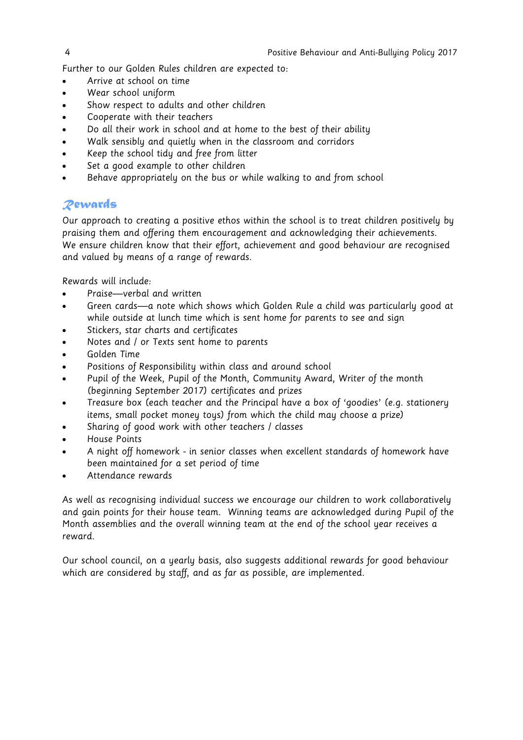Further to our Golden Rules children are expected to:

- Arrive at school on time
- Wear school uniform
- Show respect to adults and other children
- Cooperate with their teachers
- Do all their work in school and at home to the best of their ability
- Walk sensibly and quietly when in the classroom and corridors
- Keep the school tidy and free from litter
- Set a good example to other children
- Behave appropriately on the bus or while walking to and from school

## Rewards

Our approach to creating a positive ethos within the school is to treat children positively by praising them and offering them encouragement and acknowledging their achievements. We ensure children know that their effort, achievement and good behaviour are recognised and valued by means of a range of rewards.

Rewards will include:

- Praise—verbal and written
- Green cards—a note which shows which Golden Rule a child was particularly good at while outside at lunch time which is sent home for parents to see and sign
- Stickers, star charts and certificates
- Notes and / or Texts sent home to parents
- Golden Time
- Positions of Responsibility within class and around school
- Pupil of the Week, Pupil of the Month, Community Award, Writer of the month (beginning September 2017) certificates and prizes
- Treasure box (each teacher and the Principal have a box of 'goodies' (e.g. stationery items, small pocket money toys) from which the child may choose a prize)
- Sharing of good work with other teachers / classes
- House Points
- A night off homework - in senior classes when excellent standards of homework have been maintained for a set period of time
- Attendance rewards

As well as recognising individual success we encourage our children to work collaboratively and gain points for their house team. Winning teams are acknowledged during Pupil of the Month assemblies and the overall winning team at the end of the school year receives a reward.

Our school council, on a yearly basis, also suggests additional rewards for good behaviour which are considered by staff, and as far as possible, are implemented.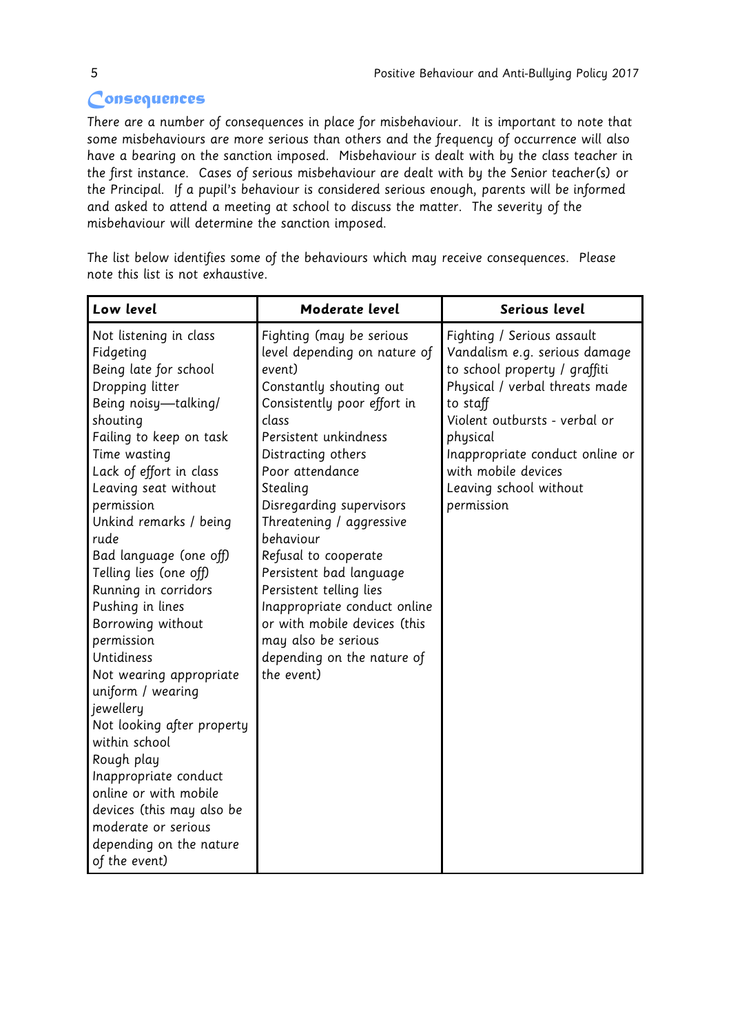## Consequences

There are a number of consequences in place for misbehaviour. It is important to note that some misbehaviours are more serious than others and the frequency of occurrence will also have a bearing on the sanction imposed. Misbehaviour is dealt with by the class teacher in the first instance. Cases of serious misbehaviour are dealt with by the Senior teacher(s) or the Principal. If a pupil's behaviour is considered serious enough, parents will be informed and asked to attend a meeting at school to discuss the matter. The severity of the misbehaviour will determine the sanction imposed.

The list below identifies some of the behaviours which may receive consequences. Please note this list is not exhaustive.

| Low level | Moderate level | Serious level |
|---|---|---|
| Not listening in class<br>Fidgeting<br>Being late for school<br>Dropping litter<br>Being noisy—talking/ shouting<br>Failing to keep on task<br>Time wasting<br>Lack of effort in class<br>Leaving seat without permission<br>Unkind remarks / being rude<br>Bad language (one off)<br>Telling lies (one off)<br>Running in corridors<br>Pushing in lines<br>Borrowing without permission<br>Untidiness<br>Not wearing appropriate uniform / wearing jewellery<br>Not looking after property within school<br>Rough play<br>Inappropriate conduct online or with mobile devices (this may also be moderate or serious depending on the nature of the event) | Fighting (may be serious level depending on nature of event)<br>Constantly shouting out<br>Consistently poor effort in class<br>Persistent unkindness<br>Distracting others<br>Poor attendance<br>Stealing<br>Disregarding supervisors<br>Threatening / aggressive behaviour<br>Refusal to cooperate<br>Persistent bad language<br>Persistent telling lies<br>Inappropriate conduct online or with mobile devices (this may also be serious depending on the nature of the event) | Fighting / Serious assault<br>Vandalism e.g. serious damage to school property / graffiti<br>Physical / verbal threats made to staff<br>Violent outbursts - verbal or physical<br>Inappropriate conduct online or with mobile devices<br>Leaving school without permission |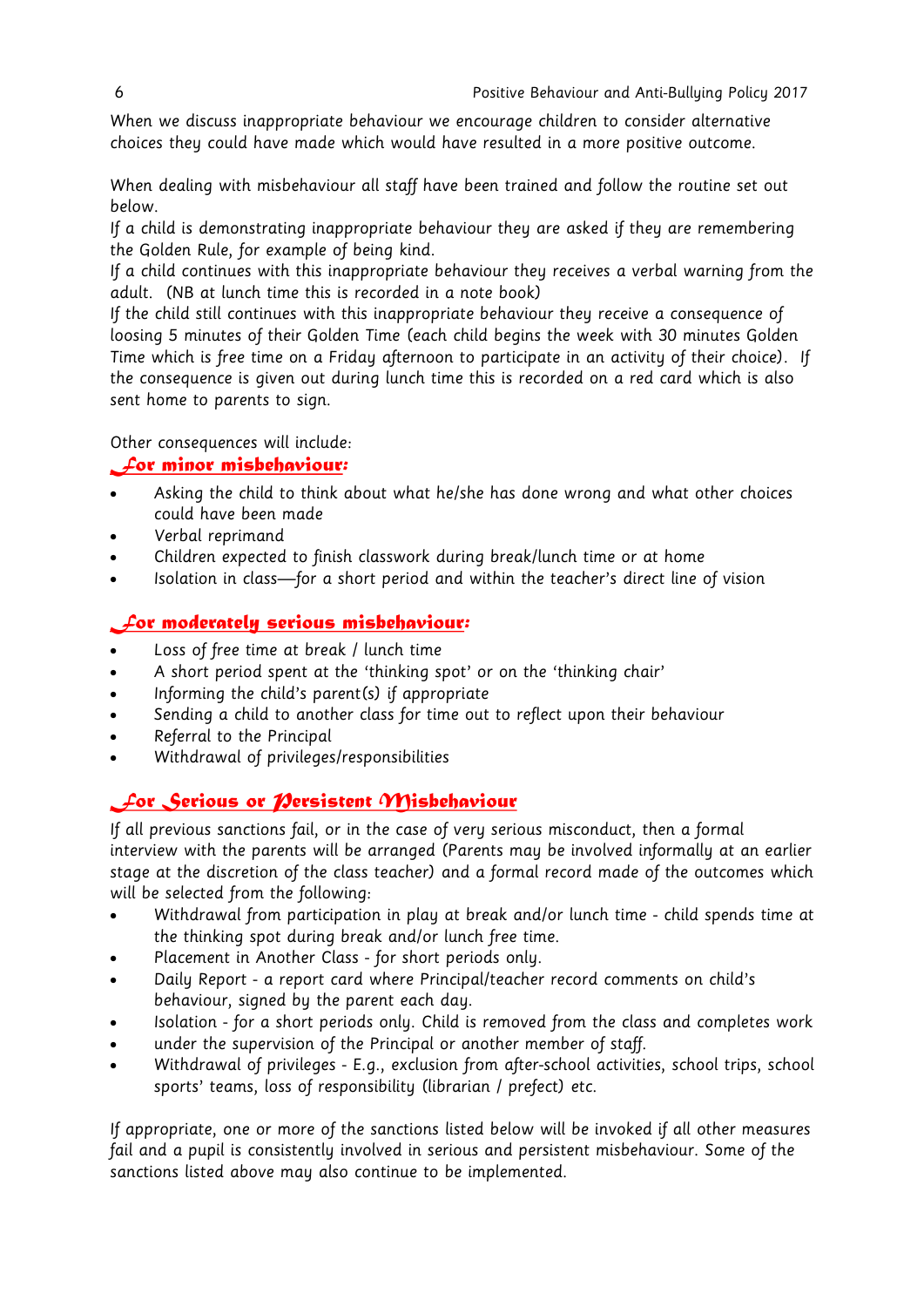When we discuss inappropriate behaviour we encourage children to consider alternative choices they could have made which would have resulted in a more positive outcome.

When dealing with misbehaviour all staff have been trained and follow the routine set out below.
If a child is demonstrating inappropriate behaviour they are asked if they are remembering the Golden Rule, for example of being kind.
If a child continues with this inappropriate behaviour they receives a verbal warning from the adult. (NB at lunch time this is recorded in a note book)
If the child still continues with this inappropriate behaviour they receive a consequence of loosing 5 minutes of their Golden Time (each child begins the week with 30 minutes Golden Time which is free time on a Friday afternoon to participate in an activity of their choice). If the consequence is given out during lunch time this is recorded on a red card which is also sent home to parents to sign.

Other consequences will include:

### For minor misbehaviour:

- Asking the child to think about what he/she has done wrong and what other choices could have been made
- Verbal reprimand
- Children expected to finish classwork during break/lunch time or at home
- Isolation in class—for a short period and within the teacher's direct line of vision

### For moderately serious misbehaviour:

- Loss of free time at break / lunch time
- A short period spent at the 'thinking spot' or on the 'thinking chair'
- Informing the child's parent(s) if appropriate
- Sending a child to another class for time out to reflect upon their behaviour
- Referral to the Principal
- Withdrawal of privileges/responsibilities

### For Serious or Persistent Misbehaviour

If all previous sanctions fail, or in the case of very serious misconduct, then a formal interview with the parents will be arranged (Parents may be involved informally at an earlier stage at the discretion of the class teacher) and a formal record made of the outcomes which will be selected from the following:

- Withdrawal from participation in play at break and/or lunch time - child spends time at the thinking spot during break and/or lunch free time.
- Placement in Another Class - for short periods only.
- Daily Report - a report card where Principal/teacher record comments on child's behaviour, signed by the parent each day.
- Isolation - for a short periods only. Child is removed from the class and completes work
- under the supervision of the Principal or another member of staff.
- Withdrawal of privileges - E.g., exclusion from after-school activities, school trips, school sports' teams, loss of responsibility (librarian / prefect) etc.

If appropriate, one or more of the sanctions listed below will be invoked if all other measures fail and a pupil is consistently involved in serious and persistent misbehaviour. Some of the sanctions listed above may also continue to be implemented.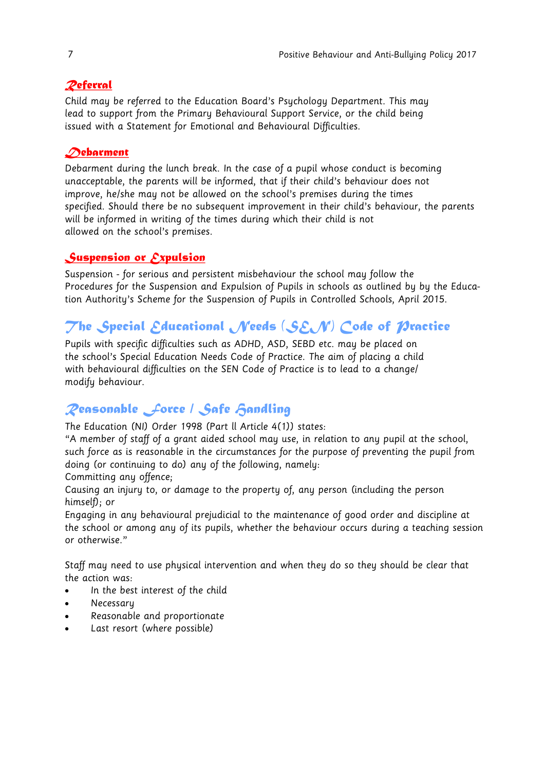### Referral

Child may be referred to the Education Board's Psychology Department. This may lead to support from the Primary Behavioural Support Service, or the child being issued with a Statement for Emotional and Behavioural Difficulties.

### Debarment

Debarment during the lunch break. In the case of a pupil whose conduct is becoming unacceptable, the parents will be informed, that if their child's behaviour does not improve, he/she may not be allowed on the school's premises during the times specified. Should there be no subsequent improvement in their child's behaviour, the parents will be informed in writing of the times during which their child is not allowed on the school's premises.

### Suspension or Expulsion

Suspension - for serious and persistent misbehaviour the school may follow the Procedures for the Suspension and Expulsion of Pupils in schools as outlined by by the Education Authority's Scheme for the Suspension of Pupils in Controlled Schools, April 2015.

## The Special Educational Needs (SEN) Code of Practice

Pupils with specific difficulties such as ADHD, ASD, SEBD etc. may be placed on the school's Special Education Needs Code of Practice. The aim of placing a child with behavioural difficulties on the SEN Code of Practice is to lead to a change/ modify behaviour.

## Reasonable Force / Safe Handling

The Education (NI) Order 1998 (Part ll Article 4(1)) states:
"A member of staff of a grant aided school may use, in relation to any pupil at the school, such force as is reasonable in the circumstances for the purpose of preventing the pupil from doing (or continuing to do) any of the following, namely:
Committing any offence;
Causing an injury to, or damage to the property of, any person (including the person himself); or
Engaging in any behavioural prejudicial to the maintenance of good order and discipline at the school or among any of its pupils, whether the behaviour occurs during a teaching session or otherwise."

Staff may need to use physical intervention and when they do so they should be clear that the action was:

- In the best interest of the child
- Necessary
- Reasonable and proportionate
- Last resort (where possible)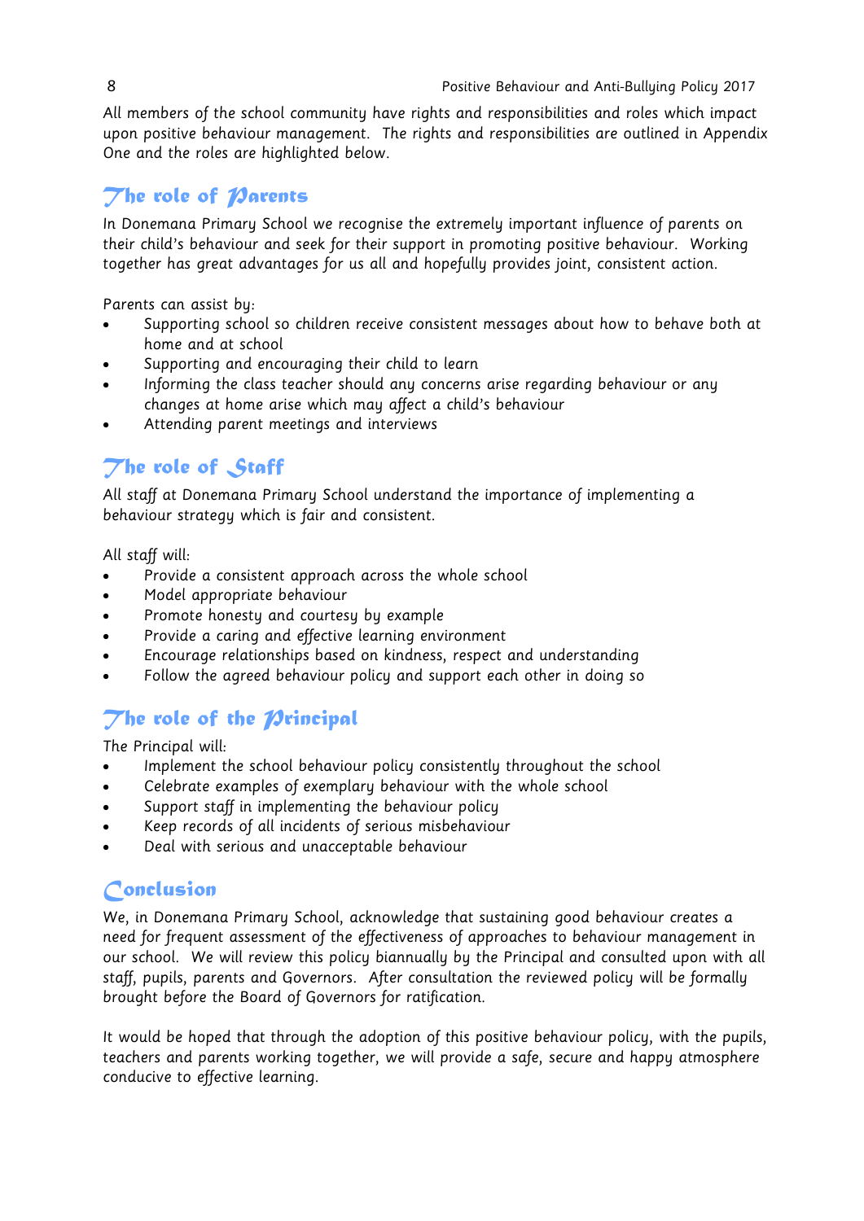All members of the school community have rights and responsibilities and roles which impact upon positive behaviour management. The rights and responsibilities are outlined in Appendix One and the roles are highlighted below.

## The role of Parents

In Donemana Primary School we recognise the extremely important influence of parents on their child's behaviour and seek for their support in promoting positive behaviour. Working together has great advantages for us all and hopefully provides joint, consistent action.

Parents can assist by:

- Supporting school so children receive consistent messages about how to behave both at home and at school
- Supporting and encouraging their child to learn
- Informing the class teacher should any concerns arise regarding behaviour or any changes at home arise which may affect a child's behaviour
- Attending parent meetings and interviews

## The role of Staff

All staff at Donemana Primary School understand the importance of implementing a behaviour strategy which is fair and consistent.

All staff will:

- Provide a consistent approach across the whole school
- Model appropriate behaviour
- Promote honesty and courtesy by example
- Provide a caring and effective learning environment
- Encourage relationships based on kindness, respect and understanding
- Follow the agreed behaviour policy and support each other in doing so

## The role of the Principal

The Principal will:

- Implement the school behaviour policy consistently throughout the school
- Celebrate examples of exemplary behaviour with the whole school
- Support staff in implementing the behaviour policy
- Keep records of all incidents of serious misbehaviour
- Deal with serious and unacceptable behaviour

## Conclusion

We, in Donemana Primary School, acknowledge that sustaining good behaviour creates a need for frequent assessment of the effectiveness of approaches to behaviour management in our school. We will review this policy biannually by the Principal and consulted upon with all staff, pupils, parents and Governors. After consultation the reviewed policy will be formally brought before the Board of Governors for ratification.

It would be hoped that through the adoption of this positive behaviour policy, with the pupils, teachers and parents working together, we will provide a safe, secure and happy atmosphere conducive to effective learning.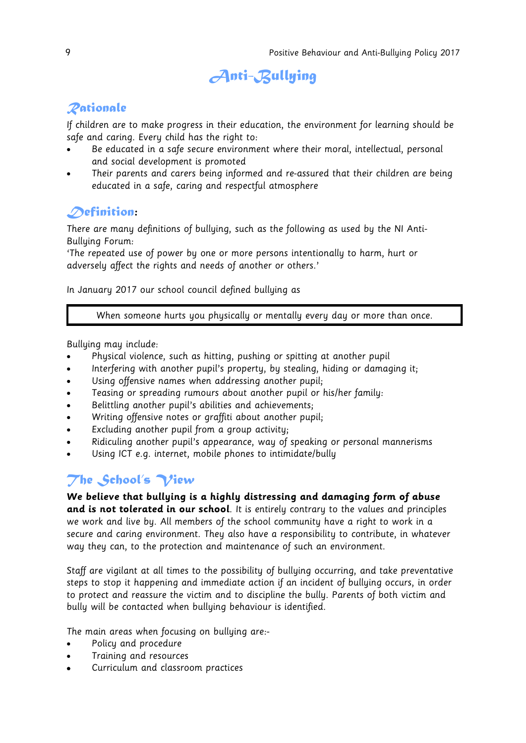# Anti-Bullying

## Rationale

If children are to make progress in their education, the environment for learning should be safe and caring. Every child has the right to:

- Be educated in a safe secure environment where their moral, intellectual, personal and social development is promoted
- Their parents and carers being informed and re-assured that their children are being educated in a safe, caring and respectful atmosphere

## Definition:

There are many definitions of bullying, such as the following as used by the NI Anti-Bullying Forum:
'The repeated use of power by one or more persons intentionally to harm, hurt or adversely affect the rights and needs of another or others.'

In January 2017 our school council defined bullying as

> When someone hurts you physically or mentally every day or more than once.

Bullying may include:

- Physical violence, such as hitting, pushing or spitting at another pupil
- Interfering with another pupil's property, by stealing, hiding or damaging it;
- Using offensive names when addressing another pupil;
- Teasing or spreading rumours about another pupil or his/her family:
- Belittling another pupil's abilities and achievements;
- Writing offensive notes or graffiti about another pupil;
- Excluding another pupil from a group activity;
- Ridiculing another pupil's appearance, way of speaking or personal mannerisms
- Using ICT e.g. internet, mobile phones to intimidate/bully

## The School's View

**We believe that bullying is a highly distressing and damaging form of abuse and is not tolerated in our school**. It is entirely contrary to the values and principles we work and live by. All members of the school community have a right to work in a secure and caring environment. They also have a responsibility to contribute, in whatever way they can, to the protection and maintenance of such an environment.

Staff are vigilant at all times to the possibility of bullying occurring, and take preventative steps to stop it happening and immediate action if an incident of bullying occurs, in order to protect and reassure the victim and to discipline the bully. Parents of both victim and bully will be contacted when bullying behaviour is identified.

The main areas when focusing on bullying are:-

- Policy and procedure
- Training and resources
- Curriculum and classroom practices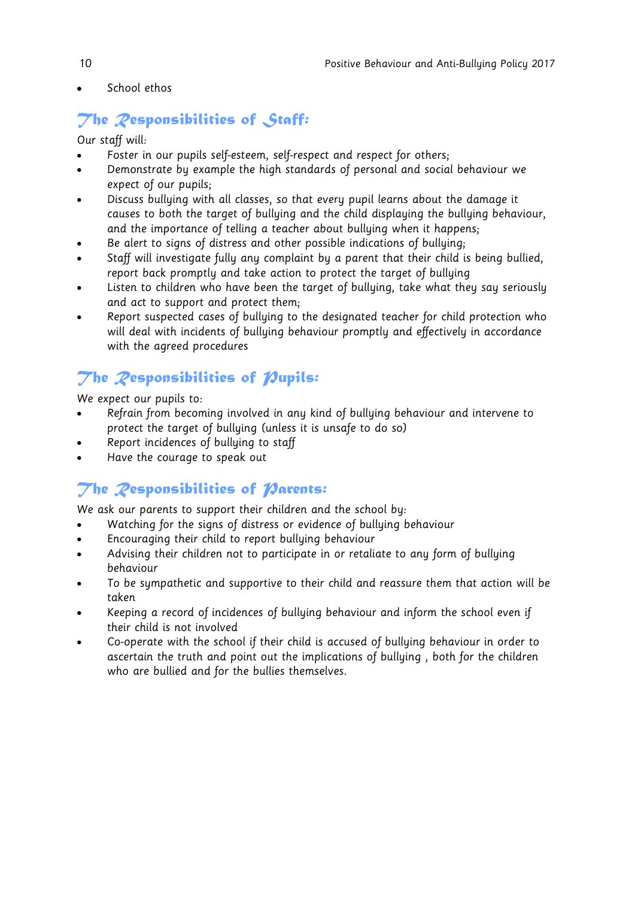- School ethos

## The Responsibilities of Staff:

Our staff will:

- Foster in our pupils self-esteem, self-respect and respect for others;
- Demonstrate by example the high standards of personal and social behaviour we expect of our pupils;
- Discuss bullying with all classes, so that every pupil learns about the damage it causes to both the target of bullying and the child displaying the bullying behaviour, and the importance of telling a teacher about bullying when it happens;
- Be alert to signs of distress and other possible indications of bullying;
- Staff will investigate fully any complaint by a parent that their child is being bullied, report back promptly and take action to protect the target of bullying
- Listen to children who have been the target of bullying, take what they say seriously and act to support and protect them;
- Report suspected cases of bullying to the designated teacher for child protection who will deal with incidents of bullying behaviour promptly and effectively in accordance with the agreed procedures

## The Responsibilities of Pupils:

We expect our pupils to:

- Refrain from becoming involved in any kind of bullying behaviour and intervene to protect the target of bullying (unless it is unsafe to do so)
- Report incidences of bullying to staff
- Have the courage to speak out

## The Responsibilities of Parents:

We ask our parents to support their children and the school by:

- Watching for the signs of distress or evidence of bullying behaviour
- Encouraging their child to report bullying behaviour
- Advising their children not to participate in or retaliate to any form of bullying behaviour
- To be sympathetic and supportive to their child and reassure them that action will be taken
- Keeping a record of incidences of bullying behaviour and inform the school even if their child is not involved
- Co-operate with the school if their child is accused of bullying behaviour in order to ascertain the truth and point out the implications of bullying , both for the children who are bullied and for the bullies themselves.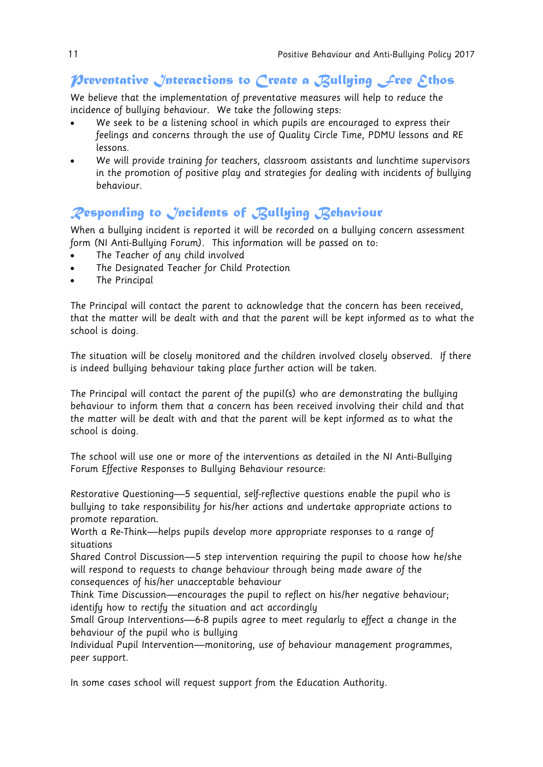## Preventative Interactions to Create a Bullying Free Ethos

We believe that the implementation of preventative measures will help to reduce the incidence of bullying behaviour. We take the following steps:

- We seek to be a listening school in which pupils are encouraged to express their feelings and concerns through the use of Quality Circle Time, PDMU lessons and RE lessons.
- We will provide training for teachers, classroom assistants and lunchtime supervisors in the promotion of positive play and strategies for dealing with incidents of bullying behaviour.

## Responding to Incidents of Bullying Behaviour

When a bullying incident is reported it will be recorded on a bullying concern assessment form (NI Anti-Bullying Forum). This information will be passed on to:

- The Teacher of any child involved
- The Designated Teacher for Child Protection
- The Principal

The Principal will contact the parent to acknowledge that the concern has been received, that the matter will be dealt with and that the parent will be kept informed as to what the school is doing.

The situation will be closely monitored and the children involved closely observed. If there is indeed bullying behaviour taking place further action will be taken.

The Principal will contact the parent of the pupil(s) who are demonstrating the bullying behaviour to inform them that a concern has been received involving their child and that the matter will be dealt with and that the parent will be kept informed as to what the school is doing.

The school will use one or more of the interventions as detailed in the NI Anti-Bullying Forum Effective Responses to Bullying Behaviour resource:

Restorative Questioning—5 sequential, self-reflective questions enable the pupil who is bullying to take responsibility for his/her actions and undertake appropriate actions to promote reparation.
Worth a Re-Think—helps pupils develop more appropriate responses to a range of situations
Shared Control Discussion—5 step intervention requiring the pupil to choose how he/she will respond to requests to change behaviour through being made aware of the consequences of his/her unacceptable behaviour
Think Time Discussion—encourages the pupil to reflect on his/her negative behaviour; identify how to rectify the situation and act accordingly
Small Group Interventions—6-8 pupils agree to meet regularly to effect a change in the behaviour of the pupil who is bullying
Individual Pupil Intervention—monitoring, use of behaviour management programmes, peer support.

In some cases school will request support from the Education Authority.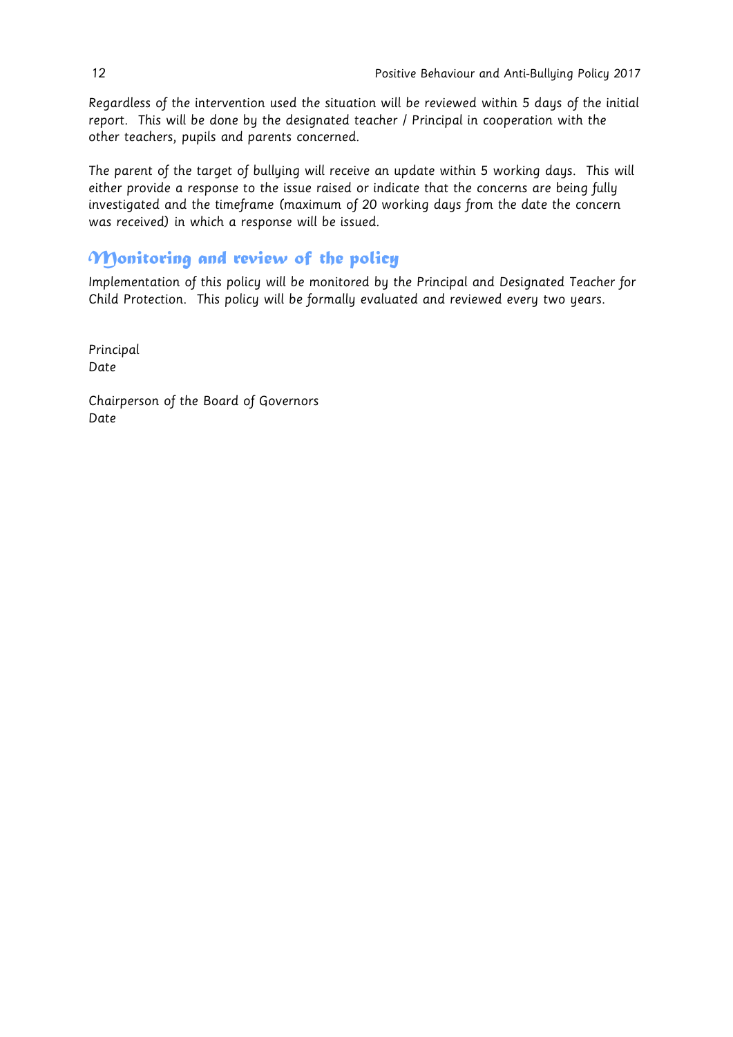Regardless of the intervention used the situation will be reviewed within 5 days of the initial report. This will be done by the designated teacher / Principal in cooperation with the other teachers, pupils and parents concerned.

The parent of the target of bullying will receive an update within 5 working days. This will either provide a response to the issue raised or indicate that the concerns are being fully investigated and the timeframe (maximum of 20 working days from the date the concern was received) in which a response will be issued.

## Monitoring and review of the policy

Implementation of this policy will be monitored by the Principal and Designated Teacher for Child Protection. This policy will be formally evaluated and reviewed every two years.

Principal
Date

Chairperson of the Board of Governors
Date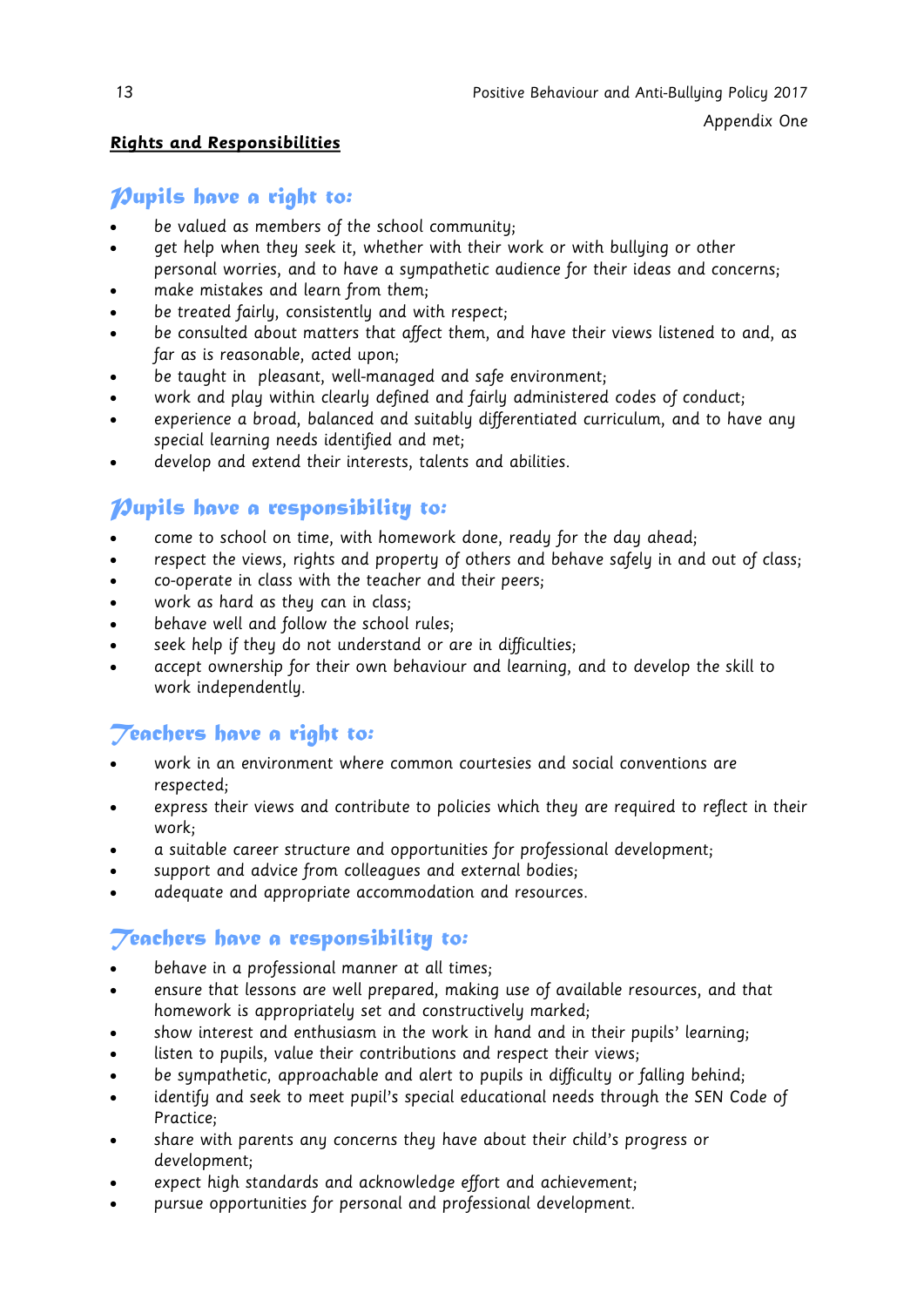Appendix One

**Rights and Responsibilities**

## Pupils have a right to:

- be valued as members of the school community;
- get help when they seek it, whether with their work or with bullying or other personal worries, and to have a sympathetic audience for their ideas and concerns;
- make mistakes and learn from them;
- be treated fairly, consistently and with respect;
- be consulted about matters that affect them, and have their views listened to and, as far as is reasonable, acted upon;
- be taught in pleasant, well-managed and safe environment;
- work and play within clearly defined and fairly administered codes of conduct;
- experience a broad, balanced and suitably differentiated curriculum, and to have any special learning needs identified and met;
- develop and extend their interests, talents and abilities.

## Pupils have a responsibility to:

- come to school on time, with homework done, ready for the day ahead;
- respect the views, rights and property of others and behave safely in and out of class;
- co-operate in class with the teacher and their peers;
- work as hard as they can in class;
- behave well and follow the school rules;
- seek help if they do not understand or are in difficulties;
- accept ownership for their own behaviour and learning, and to develop the skill to work independently.

## Teachers have a right to:

- work in an environment where common courtesies and social conventions are respected;
- express their views and contribute to policies which they are required to reflect in their work;
- a suitable career structure and opportunities for professional development;
- support and advice from colleagues and external bodies;
- adequate and appropriate accommodation and resources.

## Teachers have a responsibility to:

- behave in a professional manner at all times;
- ensure that lessons are well prepared, making use of available resources, and that homework is appropriately set and constructively marked;
- show interest and enthusiasm in the work in hand and in their pupils' learning;
- listen to pupils, value their contributions and respect their views;
- be sympathetic, approachable and alert to pupils in difficulty or falling behind;
- identify and seek to meet pupil's special educational needs through the SEN Code of Practice;
- share with parents any concerns they have about their child's progress or development;
- expect high standards and acknowledge effort and achievement;
- pursue opportunities for personal and professional development.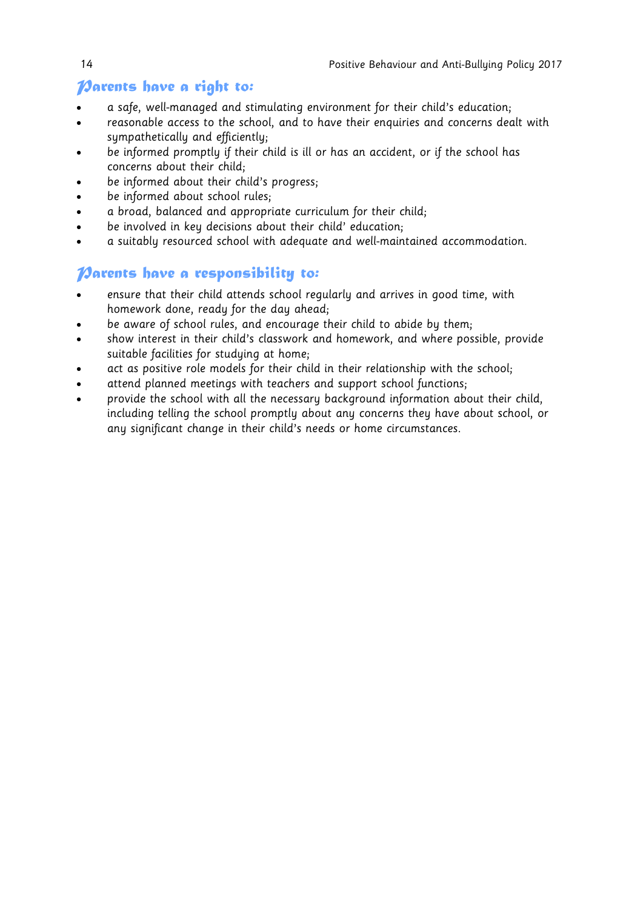## Parents have a right to:

- a safe, well-managed and stimulating environment for their child's education;
- reasonable access to the school, and to have their enquiries and concerns dealt with sympathetically and efficiently;
- be informed promptly if their child is ill or has an accident, or if the school has concerns about their child;
- be informed about their child's progress;
- be informed about school rules;
- a broad, balanced and appropriate curriculum for their child;
- be involved in key decisions about their child' education;
- a suitably resourced school with adequate and well-maintained accommodation.

## Parents have a responsibility to:

- ensure that their child attends school regularly and arrives in good time, with homework done, ready for the day ahead;
- be aware of school rules, and encourage their child to abide by them;
- show interest in their child's classwork and homework, and where possible, provide suitable facilities for studying at home;
- act as positive role models for their child in their relationship with the school;
- attend planned meetings with teachers and support school functions;
- provide the school with all the necessary background information about their child, including telling the school promptly about any concerns they have about school, or any significant change in their child's needs or home circumstances.